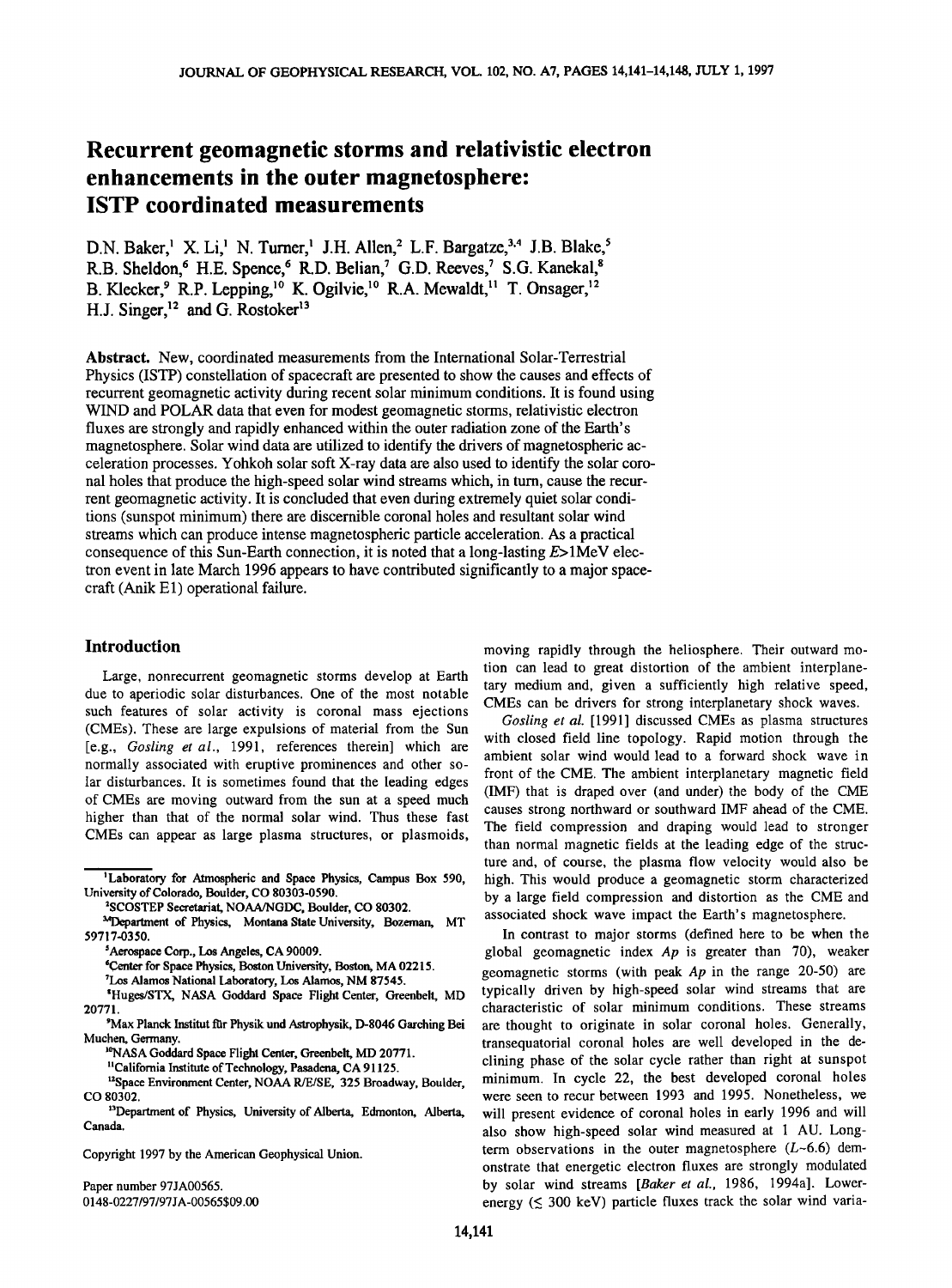# Recurrent geomagnetic storms and relativistic electron enhancements in the outer magnetosphere: ISTP coordinated measurements

D.N. Baker,[1] X. Li,[1] N. Turner,[1] J.H. Allen,[2] L.F. Bargatze,[3,4] J.B. Blake,[5] R.B. Sheldon,[6] H.E. Spence,[6] R.D. Belian,[7] G.D. Reeves,[7] S.G. Kanekal,[8] B. Klecker,[9] R.P. Lepping,[10] K. Ogilvie,[10] R.A. Mewaldt,[11] T. Onsager,[12] H.J. Singer,[12] and G. Rostoker[13]

**Abstract.** New, coordinated measurements from the International Solar-Terrestrial Physics (ISTP) constellation of spacecraft are presented to show the causes and effects of recurrent geomagnetic activity during recent solar minimum conditions. It is found using WIND and POLAR data that even for modest geomagnetic storms, relativistic electron fluxes are strongly and rapidly enhanced within the outer radiation zone of the Earth's magnetosphere. Solar wind data are utilized to identify the drivers of magnetospheric acceleration processes. Yohkoh solar soft X-ray data are also used to identify the solar coronal holes that produce the high-speed solar wind streams which, in turn, cause the recurrent geomagnetic activity. It is concluded that even during extremely quiet solar conditions (sunspot minimum) there are discernible coronal holes and resultant solar wind streams which can produce intense magnetospheric particle acceleration. As a practical consequence of this Sun-Earth connection, it is noted that a long-lasting $E$>1MeV electron event in late March 1996 appears to have contributed significantly to a major spacecraft (Anik E1) operational failure.

## Introduction

Large, nonrecurrent geomagnetic storms develop at Earth due to aperiodic solar disturbances. One of the most notable such features of solar activity is coronal mass ejections (CMEs). These are large expulsions of material from the Sun [e.g., *Gosling et al.*, 1991, references therein] which are normally associated with eruptive prominences and other solar disturbances. It is sometimes found that the leading edges of CMEs are moving outward from the sun at a speed much higher than that of the normal solar wind. Thus these fast CMEs can appear as large plasma structures, or plasmoids, moving rapidly through the heliosphere. Their outward motion can lead to great distortion of the ambient interplanetary medium and, given a sufficiently high relative speed, CMEs can be drivers for strong interplanetary shock waves.

*Gosling et al.* [1991] discussed CMEs as plasma structures with closed field line topology. Rapid motion through the ambient solar wind would lead to a forward shock wave in front of the CME. The ambient interplanetary magnetic field (IMF) that is draped over (and under) the body of the CME causes strong northward or southward IMF ahead of the CME. The field compression and draping would lead to stronger than normal magnetic fields at the leading edge of the structure and, of course, the plasma flow velocity would also be high. This would produce a geomagnetic storm characterized by a large field compression and distortion as the CME and associated shock wave impact the Earth's magnetosphere.

In contrast to major storms (defined here to be when the global geomagnetic index $Ap$ is greater than 70), weaker geomagnetic storms (with peak $Ap$ in the range 20-50) are typically driven by high-speed solar wind streams that are characteristic of solar minimum conditions. These streams are thought to originate in solar coronal holes. Generally, transequatorial coronal holes are well developed in the declining phase of the solar cycle rather than right at sunspot minimum. In cycle 22, the best developed coronal holes were seen to recur between 1993 and 1995. Nonetheless, we will present evidence of coronal holes in early 1996 and will also show high-speed solar wind measured at 1 AU. Long-term observations in the outer magnetosphere ($L$~6.6) demonstrate that energetic electron fluxes are strongly modulated by solar wind streams [*Baker et al.*, 1986, 1994a]. Lower-energy ($\lesssim$ 300 keV) particle fluxes track the solar wind varia-

---

[1]Laboratory for Atmospheric and Space Physics, Campus Box 590, University of Colorado, Boulder, CO 80303-0590.

[2]SCOSTEP Secretariat, NOAA/NGDC, Boulder, CO 80302.

[3,4]Department of Physics, Montana State University, Bozeman, MT 59717-0350.

[5]Aerospace Corp., Los Angeles, CA 90009.

[6]Center for Space Physics, Boston University, Boston, MA 02215.

[7]Los Alamos National Laboratory, Los Alamos, NM 87545.

[8]Huges/STX, NASA Goddard Space Flight Center, Greenbelt, MD 20771.

[9]Max Planck Institut für Physik und Astrophysik, D-8046 Garching Bei Muchen, Germany.

[10]NASA Goddard Space Flight Center, Greenbelt, MD 20771.

[11]California Institute of Technology, Pasadena, CA 91125.

[12]Space Environment Center, NOAA R/E/SE, 325 Broadway, Boulder, CO 80302.

[13]Department of Physics, University of Alberta, Edmonton, Alberta, Canada.

Copyright 1997 by the American Geophysical Union.

Paper number 97JA00565.
0148-0227/97/97JA-00565$09.00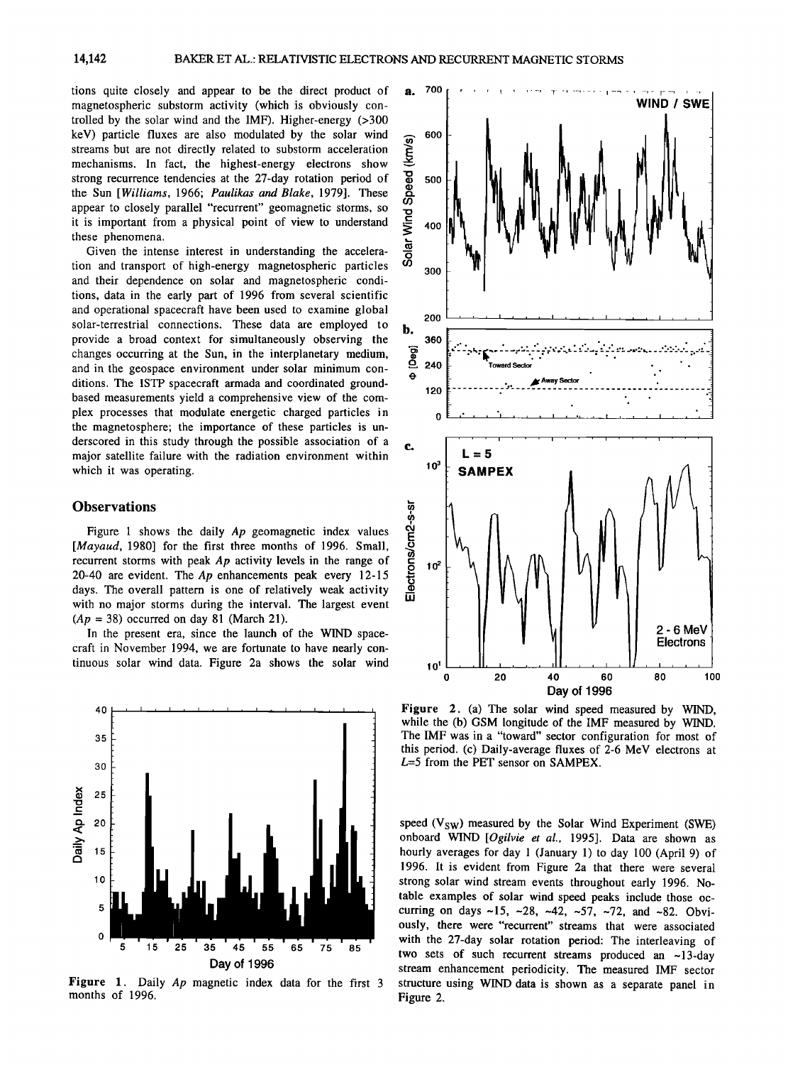tions quite closely and appear to be the direct product of magnetospheric substorm activity (which is obviously controlled by the solar wind and the IMF). Higher-energy (>300 keV) particle fluxes are also modulated by the solar wind streams but are not directly related to substorm acceleration mechanisms. In fact, the highest-energy electrons show strong recurrence tendencies at the 27-day rotation period of the Sun [*Williams*, 1966; *Paulikas and Blake*, 1979]. These appear to closely parallel "recurrent" geomagnetic storms, so it is important from a physical point of view to understand these phenomena.

Given the intense interest in understanding the acceleration and transport of high-energy magnetospheric particles and their dependence on solar and magnetospheric conditions, data in the early part of 1996 from several scientific and operational spacecraft have been used to examine global solar-terrestrial connections. These data are employed to provide a broad context for simultaneously observing the changes occurring at the Sun, in the interplanetary medium, and in the geospace environment under solar minimum conditions. The ISTP spacecraft armada and coordinated ground-based measurements yield a comprehensive view of the complex processes that modulate energetic charged particles in the magnetosphere; the importance of these particles is underscored in this study through the possible association of a major satellite failure with the radiation environment within which it was operating.

## Observations

Figure 1 shows the daily *Ap* geomagnetic index values [*Mayaud*, 1980] for the first three months of 1996. Small, recurrent storms with peak *Ap* activity levels in the range of 20-40 are evident. The *Ap* enhancements peak every 12-15 days. The overall pattern is one of relatively weak activity with no major storms during the interval. The largest event (*Ap* = 38) occurred on day 81 (March 21).

In the present era, since the launch of the WIND spacecraft in November 1994, we are fortunate to have nearly continuous solar wind data. Figure 2a shows the solar wind speed ($V_{SW}$) measured by the Solar Wind Experiment (SWE) onboard WIND [*Ogilvie et al.*, 1995]. Data are shown as hourly averages for day 1 (January 1) to day 100 (April 9) of 1996. It is evident from Figure 2a that there were several strong solar wind stream events throughout early 1996. Notable examples of solar wind speed peaks include those occurring on days ~15, ~28, ~42, ~57, ~72, and ~82. Obviously, there were "recurrent" streams that were associated with the 27-day solar rotation period: The interleaving of two sets of such recurrent streams produced an ~13-day stream enhancement periodicity. The measured IMF sector structure using WIND data is shown as a separate panel in Figure 2.

**Figure 1.** Daily *Ap* magnetic index data for the first 3 months of 1996.

**Figure 2.** (a) The solar wind speed measured by WIND, while the (b) GSM longitude of the IMF measured by WIND. The IMF was in a "toward" sector configuration for most of this period. (c) Daily-average fluxes of 2-6 MeV electrons at *L*=5 from the PET sensor on SAMPEX.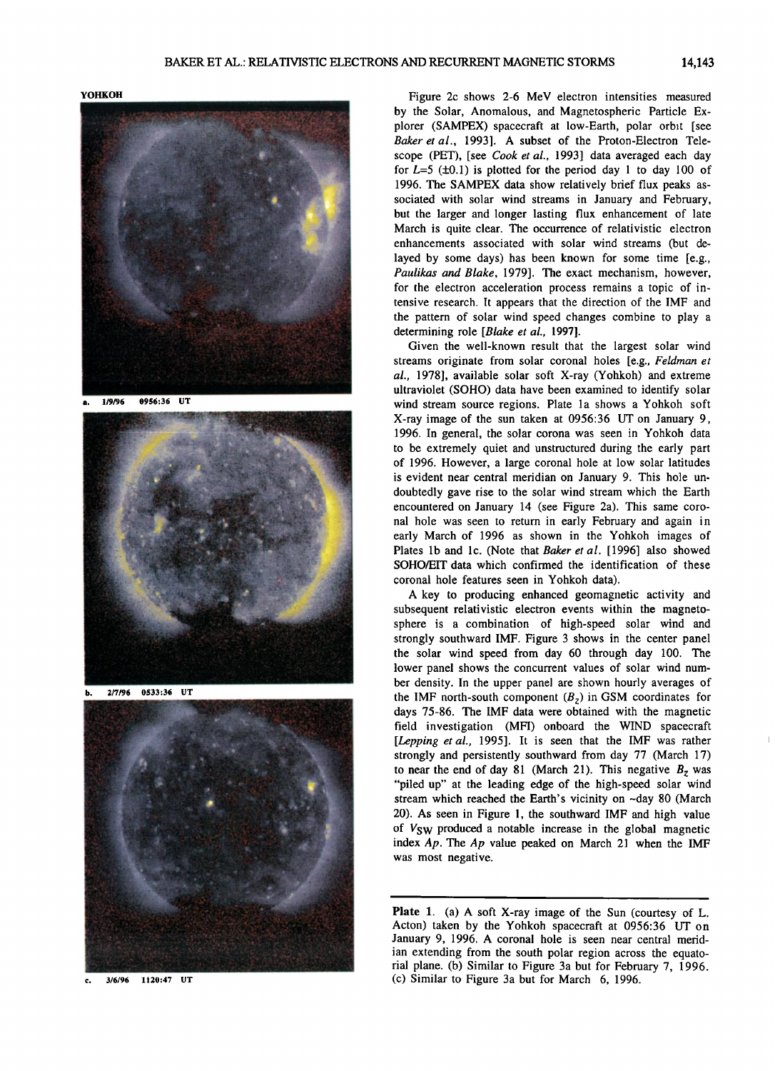YOHKOH

a. 1/9/96 0956:36 UT

b. 2/7/96 0533:36 UT

c. 3/6/96 1120:47 UT

Figure 2c shows 2-6 MeV electron intensities measured by the Solar, Anomalous, and Magnetospheric Particle Explorer (SAMPEX) spacecraft at low-Earth, polar orbit [see *Baker et al.*, 1993]. A subset of the Proton-Electron Telescope (PET), [see *Cook et al.*, 1993] data averaged each day for $L$=5 (±0.1) is plotted for the period day 1 to day 100 of 1996. The SAMPEX data show relatively brief flux peaks associated with solar wind streams in January and February, but the larger and longer lasting flux enhancement of late March is quite clear. The occurrence of relativistic electron enhancements associated with solar wind streams (but delayed by some days) has been known for some time [e.g., *Paulikas and Blake*, 1979]. The exact mechanism, however, for the electron acceleration process remains a topic of intensive research. It appears that the direction of the IMF and the pattern of solar wind speed changes combine to play a determining role [*Blake et al.*, 1997].

Given the well-known result that the largest solar wind streams originate from solar coronal holes [e.g., *Feldman et al.*, 1978], available solar soft X-ray (Yohkoh) and extreme ultraviolet (SOHO) data have been examined to identify solar wind stream source regions. Plate 1a shows a Yohkoh soft X-ray image of the sun taken at 0956:36 UT on January 9, 1996. In general, the solar corona was seen in Yohkoh data to be extremely quiet and unstructured during the early part of 1996. However, a large coronal hole at low solar latitudes is evident near central meridian on January 9. This hole undoubtedly gave rise to the solar wind stream which the Earth encountered on January 14 (see Figure 2a). This same coronal hole was seen to return in early February and again in early March of 1996 as shown in the Yohkoh images of Plates 1b and 1c. (Note that *Baker et al.* [1996] also showed SOHO/EIT data which confirmed the identification of these coronal hole features seen in Yohkoh data).

A key to producing enhanced geomagnetic activity and subsequent relativistic electron events within the magnetosphere is a combination of high-speed solar wind and strongly southward IMF. Figure 3 shows in the center panel the solar wind speed from day 60 through day 100. The lower panel shows the concurrent values of solar wind number density. In the upper panel are shown hourly averages of the IMF north-south component ($B_Z$) in GSM coordinates for days 75-86. The IMF data were obtained with the magnetic field investigation (MFI) onboard the WIND spacecraft [*Lepping et al.*, 1995]. It is seen that the IMF was rather strongly and persistently southward from day 77 (March 17) to near the end of day 81 (March 21). This negative $B_Z$ was "piled up" at the leading edge of the high-speed solar wind stream which reached the Earth's vicinity on ~day 80 (March 20). As seen in Figure 1, the southward IMF and high value of $V_{SW}$ produced a notable increase in the global magnetic index $Ap$. The $Ap$ value peaked on March 21 when the IMF was most negative.

**Plate 1.** (a) A soft X-ray image of the Sun (courtesy of L. Acton) taken by the Yohkoh spacecraft at 0956:36 UT on January 9, 1996. A coronal hole is seen near central meridian extending from the south polar region across the equatorial plane. (b) Similar to Figure 3a but for February 7, 1996. (c) Similar to Figure 3a but for March 6, 1996.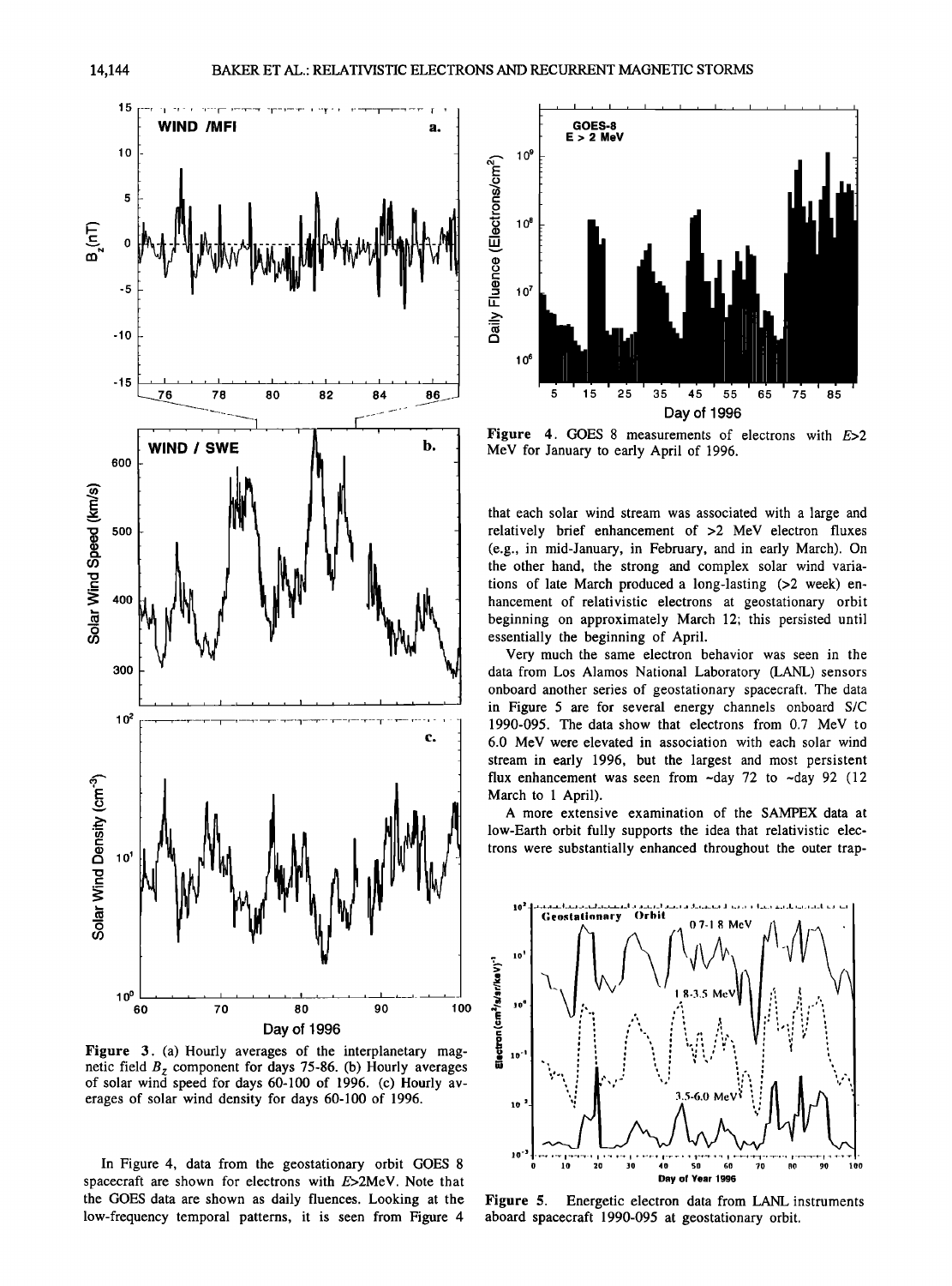Figure 3. (a) Hourly averages of the interplanetary magnetic field $B_Z$ component for days 75-86. (b) Hourly averages of solar wind speed for days 60-100 of 1996. (c) Hourly averages of solar wind density for days 60-100 of 1996.

Figure 4. GOES 8 measurements of electrons with $E$>2 MeV for January to early April of 1996.

In Figure 4, data from the geostationary orbit GOES 8 spacecraft are shown for electrons with $E$>2MeV. Note that the GOES data are shown as daily fluences. Looking at the low-frequency temporal patterns, it is seen from Figure 4 that each solar wind stream was associated with a large and relatively brief enhancement of >2 MeV electron fluxes (e.g., in mid-January, in February, and in early March). On the other hand, the strong and complex solar wind variations of late March produced a long-lasting (>2 week) enhancement of relativistic electrons at geostationary orbit beginning on approximately March 12; this persisted until essentially the beginning of April.

Very much the same electron behavior was seen in the data from Los Alamos National Laboratory (LANL) sensors onboard another series of geostationary spacecraft. The data in Figure 5 are for several energy channels onboard S/C 1990-095. The data show that electrons from 0.7 MeV to 6.0 MeV were elevated in association with each solar wind stream in early 1996, but the largest and most persistent flux enhancement was seen from ~day 72 to ~day 92 (12 March to 1 April).

A more extensive examination of the SAMPEX data at low-Earth orbit fully supports the idea that relativistic electrons were substantially enhanced throughout the outer trap-

Figure 5. Energetic electron data from LANL instruments aboard spacecraft 1990-095 at geostationary orbit.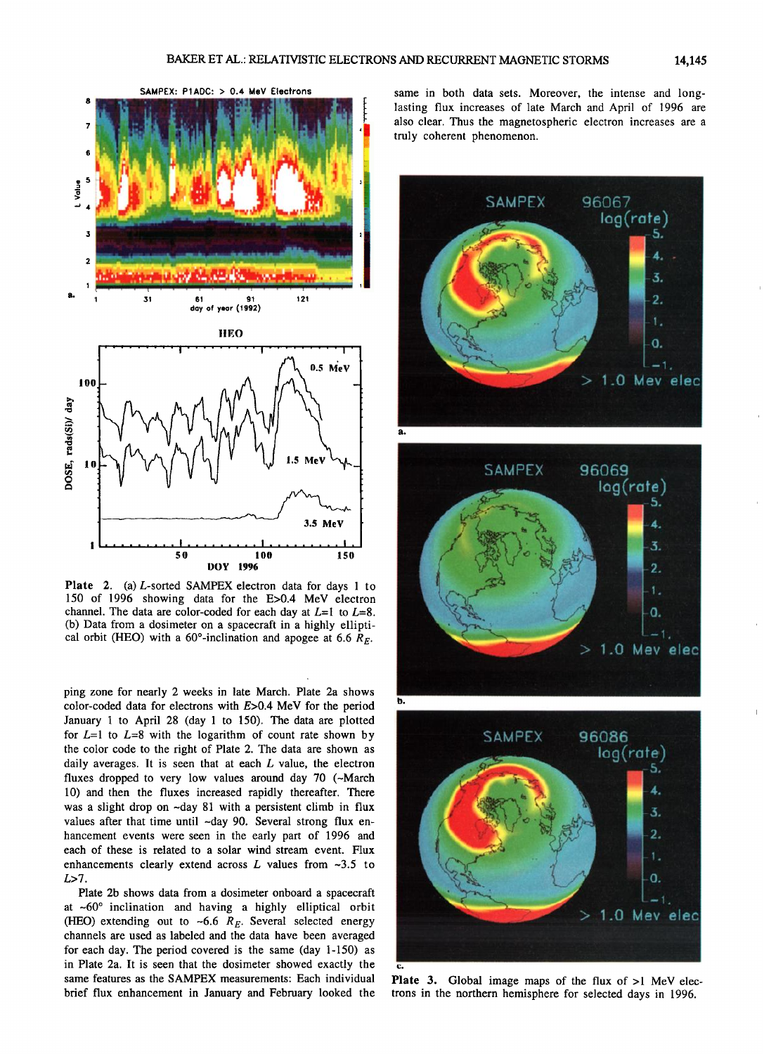Plate 2. (a) $L$-sorted SAMPEX electron data for days 1 to 150 of 1996 showing data for the E>0.4 MeV electron channel. The data are color-coded for each day at $L$=1 to $L$=8. (b) Data from a dosimeter on a spacecraft in a highly elliptical orbit (HEO) with a 60°-inclination and apogee at 6.6 $R_E$.

ping zone for nearly 2 weeks in late March. Plate 2a shows color-coded data for electrons with $E$>0.4 MeV for the period January 1 to April 28 (day 1 to 150). The data are plotted for $L$=1 to $L$=8 with the logarithm of count rate shown by the color code to the right of Plate 2. The data are shown as daily averages. It is seen that at each $L$ value, the electron fluxes dropped to very low values around day 70 (~March 10) and then the fluxes increased rapidly thereafter. There was a slight drop on ~day 81 with a persistent climb in flux values after that time until ~day 90. Several strong flux enhancement events were seen in the early part of 1996 and each of these is related to a solar wind stream event. Flux enhancements clearly extend across $L$ values from ~3.5 to $L$>7.

Plate 2b shows data from a dosimeter onboard a spacecraft at ~60° inclination and having a highly elliptical orbit (HEO) extending out to ~6.6 $R_E$. Several selected energy channels are used as labeled and the data have been averaged for each day. The period covered is the same (day 1-150) as in Plate 2a. It is seen that the dosimeter showed exactly the same features as the SAMPEX measurements: Each individual brief flux enhancement in January and February looked the same in both data sets. Moreover, the intense and long-lasting flux increases of late March and April of 1996 are also clear. Thus the magnetospheric electron increases are a truly coherent phenomenon.

Plate 3. Global image maps of the flux of >1 MeV electrons in the northern hemisphere for selected days in 1996.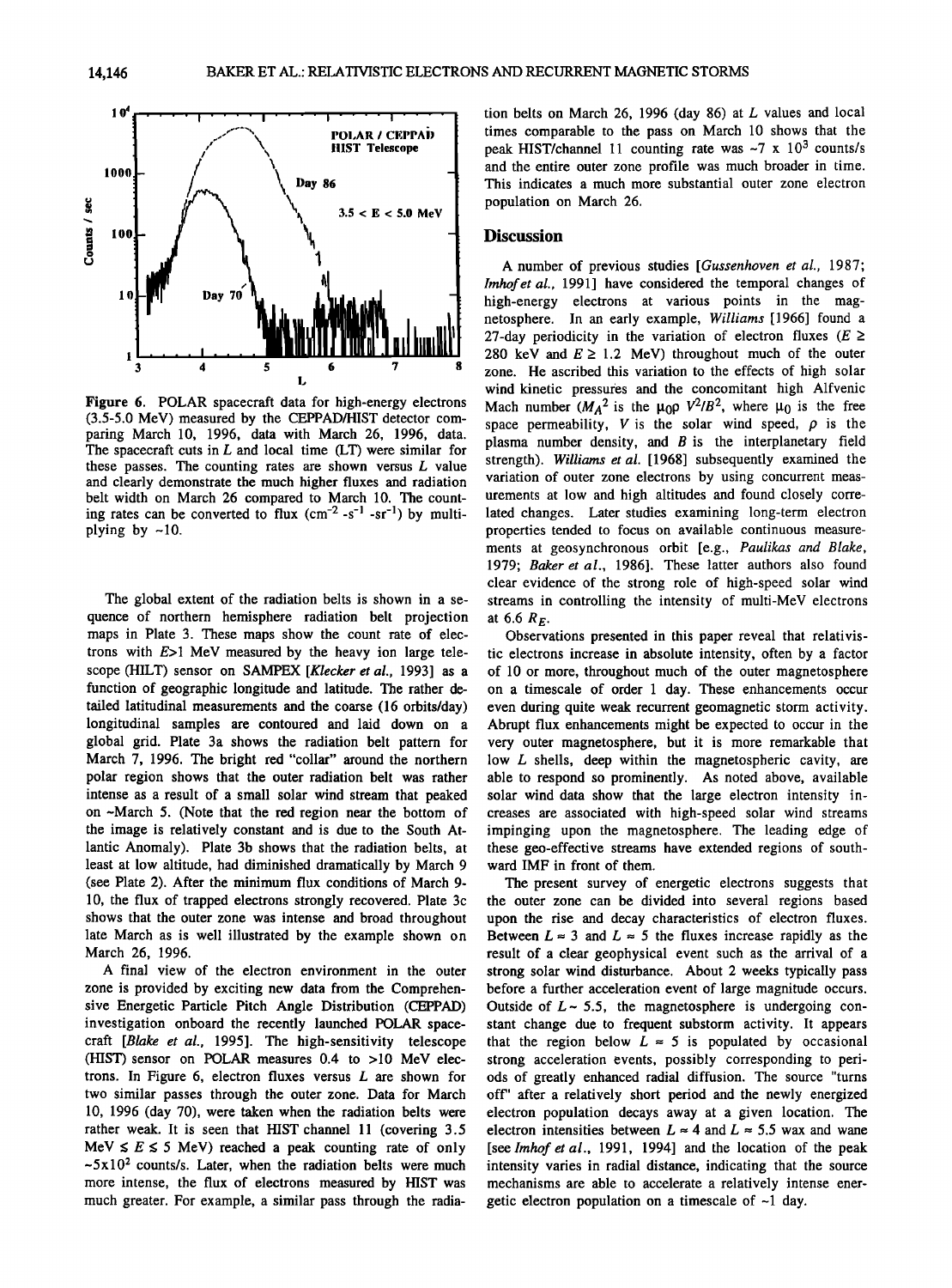Figure 6. POLAR spacecraft data for high-energy electrons (3.5-5.0 MeV) measured by the CEPPAD/HIST detector comparing March 10, 1996, data with March 26, 1996, data. The spacecraft cuts in $L$ and local time (LT) were similar for these passes. The counting rates are shown versus $L$ value and clearly demonstrate the much higher fluxes and radiation belt width on March 26 compared to March 10. The counting rates can be converted to flux ($cm^{-2}$ -$s^{-1}$ -$sr^{-1}$) by multiplying by ~10.

The global extent of the radiation belts is shown in a sequence of northern hemisphere radiation belt projection maps in Plate 3. These maps show the count rate of electrons with $E$>1 MeV measured by the heavy ion large telescope (HILT) sensor on SAMPEX [*Klecker et al.*, 1993] as a function of geographic longitude and latitude. The rather detailed latitudinal measurements and the coarse (16 orbits/day) longitudinal samples are contoured and laid down on a global grid. Plate 3a shows the radiation belt pattern for March 7, 1996. The bright red "collar" around the northern polar region shows that the outer radiation belt was rather intense as a result of a small solar wind stream that peaked on ~March 5. (Note that the red region near the bottom of the image is relatively constant and is due to the South Atlantic Anomaly). Plate 3b shows that the radiation belts, at least at low altitude, had diminished dramatically by March 9 (see Plate 2). After the minimum flux conditions of March 9-10, the flux of trapped electrons strongly recovered. Plate 3c shows that the outer zone was intense and broad throughout late March as is well illustrated by the example shown on March 26, 1996.

A final view of the electron environment in the outer zone is provided by exciting new data from the Comprehensive Energetic Particle Pitch Angle Distribution (CEPPAD) investigation onboard the recently launched POLAR spacecraft [*Blake et al.*, 1995]. The high-sensitivity telescope (HIST) sensor on POLAR measures 0.4 to >10 MeV electrons. In Figure 6, electron fluxes versus $L$ are shown for two similar passes through the outer zone. Data for March 10, 1996 (day 70), were taken when the radiation belts were rather weak. It is seen that HIST channel 11 (covering 3.5 MeV $\leq E \leq$ 5 MeV) reached a peak counting rate of only ~$5\times10^2$ counts/s. Later, when the radiation belts were much more intense, the flux of electrons measured by HIST was much greater. For example, a similar pass through the radiation belts on March 26, 1996 (day 86) at $L$ values and local times comparable to the pass on March 10 shows that the peak HIST/channel 11 counting rate was ~$7 \times 10^3$ counts/s and the entire outer zone profile was much broader in time. This indicates a much more substantial outer zone electron population on March 26.

## Discussion

A number of previous studies [*Gussenhoven et al.*, 1987; *Imhof et al.*, 1991] have considered the temporal changes of high-energy electrons at various points in the magnetosphere. In an early example, *Williams* [1966] found a 27-day periodicity in the variation of electron fluxes ($E \geq$ 280 keV and $E \geq$ 1.2 MeV) throughout much of the outer zone. He ascribed this variation to the effects of high solar wind kinetic pressures and the concomitant high Alfvenic Mach number ($M_A{}^2$ is the $\mu_0 \rho\ V^2/B^2$, where $\mu_0$ is the free space permeability, $V$ is the solar wind speed, $\rho$ is the plasma number density, and $B$ is the interplanetary field strength). *Williams et al.* [1968] subsequently examined the variation of outer zone electrons by using concurrent measurements at low and high altitudes and found closely correlated changes. Later studies examining long-term electron properties tended to focus on available continuous measurements at geosynchronous orbit [e.g., *Paulikas and Blake*, 1979; *Baker et al.*, 1986]. These latter authors also found clear evidence of the strong role of high-speed solar wind streams in controlling the intensity of multi-MeV electrons at 6.6 $R_E$.

Observations presented in this paper reveal that relativistic electrons increase in absolute intensity, often by a factor of 10 or more, throughout much of the outer magnetosphere on a timescale of order 1 day. These enhancements occur even during quite weak recurrent geomagnetic storm activity. Abrupt flux enhancements might be expected to occur in the very outer magnetosphere, but it is more remarkable that low $L$ shells, deep within the magnetospheric cavity, are able to respond so prominently. As noted above, available solar wind data show that the large electron intensity increases are associated with high-speed solar wind streams impinging upon the magnetosphere. The leading edge of these geo-effective streams have extended regions of southward IMF in front of them.

The present survey of energetic electrons suggests that the outer zone can be divided into several regions based upon the rise and decay characteristics of electron fluxes. Between $L \approx 3$ and $L \approx 5$ the fluxes increase rapidly as the result of a clear geophysical event such as the arrival of a strong solar wind disturbance. About 2 weeks typically pass before a further acceleration event of large magnitude occurs. Outside of $L \sim 5.5$, the magnetosphere is undergoing constant change due to frequent substorm activity. It appears that the region below $L \approx 5$ is populated by occasional strong acceleration events, possibly corresponding to periods of greatly enhanced radial diffusion. The source "turns off" after a relatively short period and the newly energized electron population decays away at a given location. The electron intensities between $L \approx 4$ and $L \approx 5.5$ wax and wane [see *Imhof et al.*, 1991, 1994] and the location of the peak intensity varies in radial distance, indicating that the source mechanisms are able to accelerate a relatively intense energetic electron population on a timescale of ~1 day.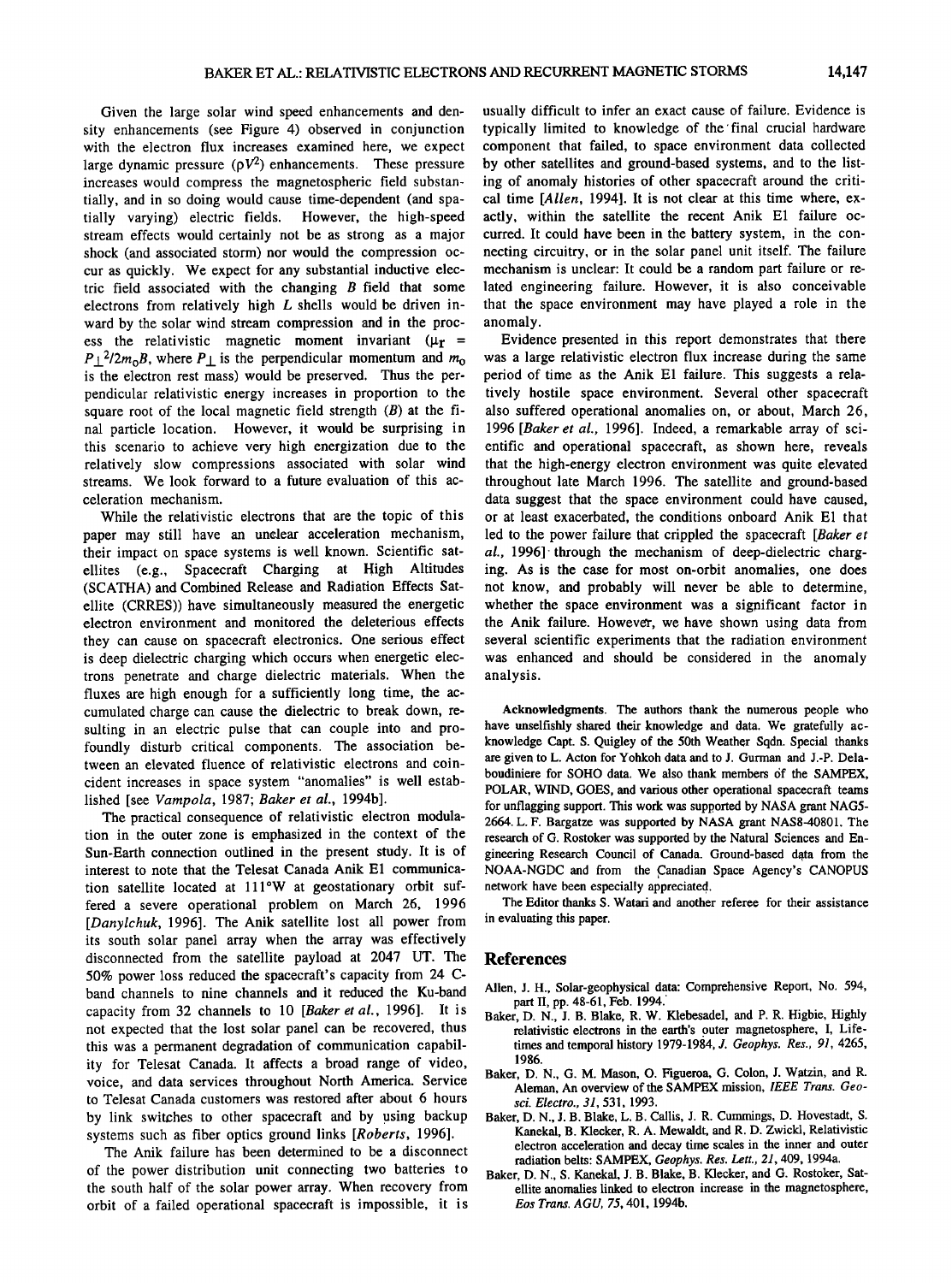Given the large solar wind speed enhancements and density enhancements (see Figure 4) observed in conjunction with the electron flux increases examined here, we expect large dynamic pressure ($\rho V^2$) enhancements. These pressure increases would compress the magnetospheric field substantially, and in so doing would cause time-dependent (and spatially varying) electric fields. However, the high-speed stream effects would certainly not be as strong as a major shock (and associated storm) nor would the compression occur as quickly. We expect for any substantial inductive electric field associated with the changing $B$ field that some electrons from relatively high $L$ shells would be driven inward by the solar wind stream compression and in the process the relativistic magnetic moment invariant ($\mu_r = P_\perp^2/2m_0B$, where $P_\perp$ is the perpendicular momentum and $m_0$ is the electron rest mass) would be preserved. Thus the perpendicular relativistic energy increases in proportion to the square root of the local magnetic field strength ($B$) at the final particle location. However, it would be surprising in this scenario to achieve very high energization due to the relatively slow compressions associated with solar wind streams. We look forward to a future evaluation of this acceleration mechanism.

While the relativistic electrons that are the topic of this paper may still have an unclear acceleration mechanism, their impact on space systems is well known. Scientific satellites (e.g., Spacecraft Charging at High Altitudes (SCATHA) and Combined Release and Radiation Effects Satellite (CRRES)) have simultaneously measured the energetic electron environment and monitored the deleterious effects they can cause on spacecraft electronics. One serious effect is deep dielectric charging which occurs when energetic electrons penetrate and charge dielectric materials. When the fluxes are high enough for a sufficiently long time, the accumulated charge can cause the dielectric to break down, resulting in an electric pulse that can couple into and profoundly disturb critical components. The association between an elevated fluence of relativistic electrons and coincident increases in space system "anomalies" is well established [see *Vampola*, 1987; *Baker et al.*, 1994b].

The practical consequence of relativistic electron modulation in the outer zone is emphasized in the context of the Sun-Earth connection outlined in the present study. It is of interest to note that the Telesat Canada Anik E1 communication satellite located at 111°W at geostationary orbit suffered a severe operational problem on March 26, 1996 [*Danylchuk*, 1996]. The Anik satellite lost all power from its south solar panel array when the array was effectively disconnected from the satellite payload at 2047 UT. The 50% power loss reduced the spacecraft's capacity from 24 C-band channels to nine channels and it reduced the Ku-band capacity from 32 channels to 10 [*Baker et al.*, 1996]. It is not expected that the lost solar panel can be recovered, thus this was a permanent degradation of communication capability for Telesat Canada. It affects a broad range of video, voice, and data services throughout North America. Service to Telesat Canada customers was restored after about 6 hours by link switches to other spacecraft and by using backup systems such as fiber optics ground links [*Roberts*, 1996].

The Anik failure has been determined to be a disconnect of the power distribution unit connecting two batteries to the south half of the solar power array. When recovery from orbit of a failed operational spacecraft is impossible, it is usually difficult to infer an exact cause of failure. Evidence is typically limited to knowledge of the final crucial hardware component that failed, to space environment data collected by other satellites and ground-based systems, and to the listing of anomaly histories of other spacecraft around the critical time [*Allen*, 1994]. It is not clear at this time where, exactly, within the satellite the recent Anik E1 failure occurred. It could have been in the battery system, in the connecting circuitry, or in the solar panel unit itself. The failure mechanism is unclear: It could be a random part failure or related engineering failure. However, it is also conceivable that the space environment may have played a role in the anomaly.

Evidence presented in this report demonstrates that there was a large relativistic electron flux increase during the same period of time as the Anik E1 failure. This suggests a relatively hostile space environment. Several other spacecraft also suffered operational anomalies on, or about, March 26, 1996 [*Baker et al.*, 1996]. Indeed, a remarkable array of scientific and operational spacecraft, as shown here, reveals that the high-energy electron environment was quite elevated throughout late March 1996. The satellite and ground-based data suggest that the space environment could have caused, or at least exacerbated, the conditions onboard Anik E1 that led to the power failure that crippled the spacecraft [*Baker et al.*, 1996] through the mechanism of deep-dielectric charging. As is the case for most on-orbit anomalies, one does not know, and probably will never be able to determine, whether the space environment was a significant factor in the Anik failure. However, we have shown using data from several scientific experiments that the radiation environment was enhanced and should be considered in the anomaly analysis.

**Acknowledgments.** The authors thank the numerous people who have unselfishly shared their knowledge and data. We gratefully acknowledge Capt. S. Quigley of the 50th Weather Sqdn. Special thanks are given to L. Acton for Yohkoh data and to J. Gurman and J.-P. Delaboudiniere for SOHO data. We also thank members of the SAMPEX, POLAR, WIND, GOES, and various other operational spacecraft teams for unflagging support. This work was supported by NASA grant NAG5-2664. L. F. Bargatze was supported by NASA grant NAS8-40801. The research of G. Rostoker was supported by the Natural Sciences and Engineering Research Council of Canada. Ground-based data from the NOAA-NGDC and from the Canadian Space Agency's CANOPUS network have been especially appreciated.

The Editor thanks S. Watari and another referee for their assistance in evaluating this paper.

## References

Allen, J. H., Solar-geophysical data: Comprehensive Report, No. 594, part II, pp. 48-61, Feb. 1994.

Baker, D. N., J. B. Blake, R. W. Klebesadel, and P. R. Higbie, Highly relativistic electrons in the earth's outer magnetosphere, I, Lifetimes and temporal history 1979-1984, *J. Geophys. Res.*, *91*, 4265, 1986.

Baker, D. N., G. M. Mason, O. Figueroa, G. Colon, J. Watzin, and R. Aleman, An overview of the SAMPEX mission, *IEEE Trans. Geosci. Electro.*, *31*, 531, 1993.

Baker, D. N., J. B. Blake, L. B. Callis, J. R. Cummings, D. Hovestadt, S. Kanekal, B. Klecker, R. A. Mewaldt, and R. D. Zwickl, Relativistic electron acceleration and decay time scales in the inner and outer radiation belts: SAMPEX, *Geophys. Res. Lett.*, *21*, 409, 1994a.

Baker, D. N., S. Kanekal, J. B. Blake, B. Klecker, and G. Rostoker, Satellite anomalies linked to electron increase in the magnetosphere, *Eos Trans. AGU*, *75*, 401, 1994b.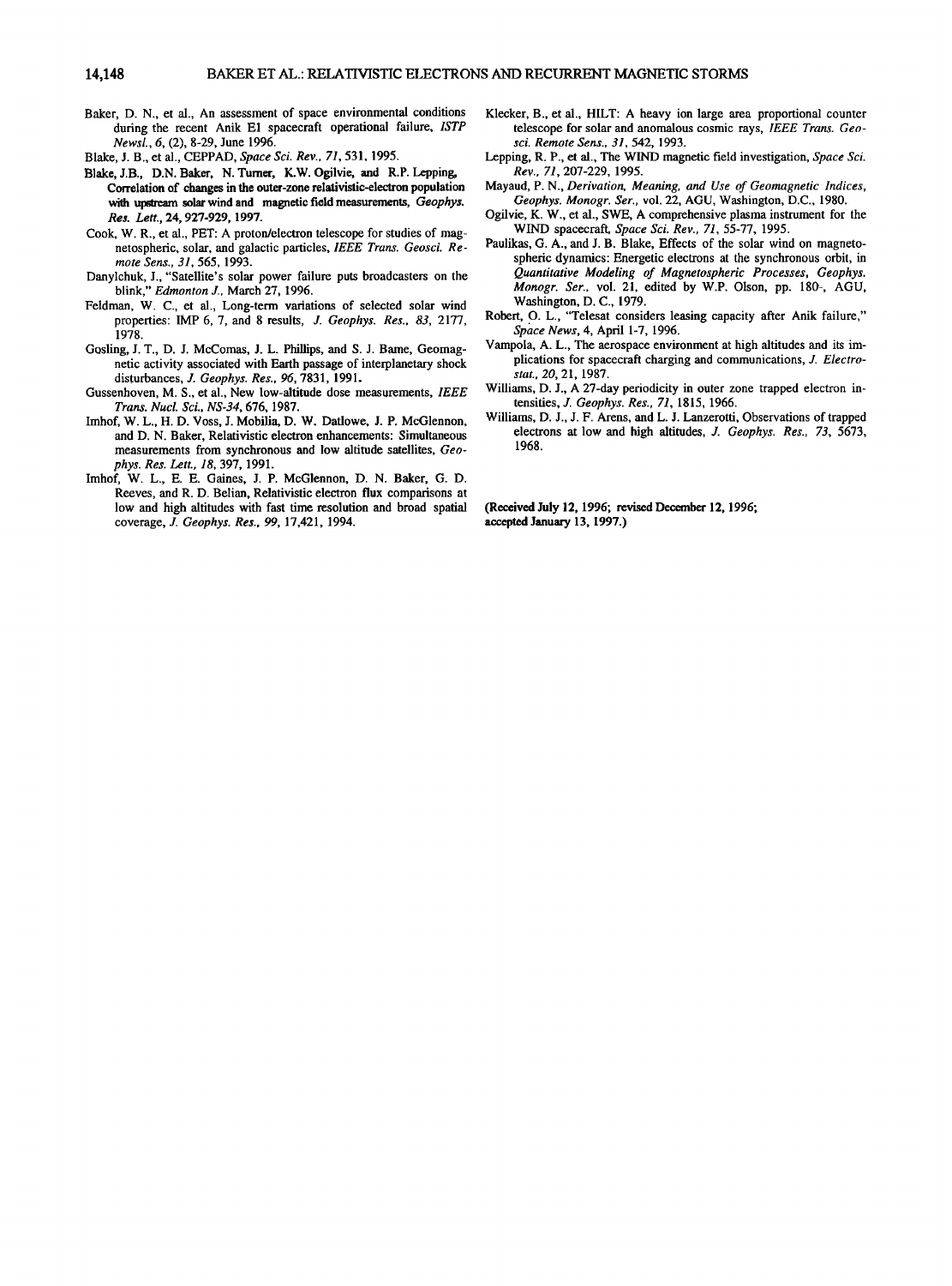Baker, D. N., et al., An assessment of space environmental conditions during the recent Anik E1 spacecraft operational failure, *ISTP Newsl.*, *6*, (2), 8-29, June 1996.

Blake, J. B., et al., CEPPAD, *Space Sci. Rev.*, *71*, 531, 1995.

Blake, J.B., D.N. Baker, N. Turner, K.W. Ogilvie, and R.P. Lepping, Correlation of changes in the outer-zone relativistic-electron population with upstream solar wind and magnetic field measurements, *Geophys. Res. Lett.*, 24, 927-929, 1997.

Cook, W. R., et al., PET: A proton/electron telescope for studies of magnetospheric, solar, and galactic particles, *IEEE Trans. Geosci. Remote Sens.*, *31*, 565, 1993.

Danylchuk, J., "Satellite's solar power failure puts broadcasters on the blink," *Edmonton J.*, March 27, 1996.

Feldman, W. C., et al., Long-term variations of selected solar wind properties: IMP 6, 7, and 8 results, *J. Geophys. Res.*, *83*, 2177, 1978.

Gosling, J. T., D. J. McComas, J. L. Phillips, and S. J. Bame, Geomagnetic activity associated with Earth passage of interplanetary shock disturbances, *J. Geophys. Res.*, *96*, 7831, 1991.

Gussenhoven, M. S., et al., New low-altitude dose measurements, *IEEE Trans. Nucl. Sci.*, *NS-34*, 676, 1987.

Imhof, W. L., H. D. Voss, J. Mobilia, D. W. Datlowe, J. P. McGlennon, and D. N. Baker, Relativistic electron enhancements: Simultaneous measurements from synchronous and low altitude satellites, *Geophys. Res. Lett.*, *18*, 397, 1991.

Imhof, W. L., E. E. Gaines, J. P. McGlennon, D. N. Baker, G. D. Reeves, and R. D. Belian, Relativistic electron flux comparisons at low and high altitudes with fast time resolution and broad spatial coverage, *J. Geophys. Res.*, *99*, 17,421, 1994.

Klecker, B., et al., HILT: A heavy ion large area proportional counter telescope for solar and anomalous cosmic rays, *IEEE Trans. Geosci. Remote Sens.*, *31*, 542, 1993.

Lepping, R. P., et al., The WIND magnetic field investigation, *Space Sci. Rev.*, *71*, 207-229, 1995.

Mayaud, P. N., *Derivation, Meaning, and Use of Geomagnetic Indices*, *Geophys. Monogr. Ser.*, vol. 22, AGU, Washington, D.C., 1980.

Ogilvie, K. W., et al., SWE, A comprehensive plasma instrument for the WIND spacecraft, *Space Sci. Rev.*, *71*, 55-77, 1995.

Paulikas, G. A., and J. B. Blake, Effects of the solar wind on magnetospheric dynamics: Energetic electrons at the synchronous orbit, in *Quantitative Modeling of Magnetospheric Processes*, *Geophys. Monogr. Ser.*, vol. 21, edited by W.P. Olson, pp. 180-, AGU, Washington, D. C., 1979.

Robert, O. L., "Telesat considers leasing capacity after Anik failure," *Space News*, 4, April 1-7, 1996.

Vampola, A. L., The aerospace environment at high altitudes and its implications for spacecraft charging and communications, *J. Electrostat.*, *20*, 21, 1987.

Williams, D. J., A 27-day periodicity in outer zone trapped electron intensities, *J. Geophys. Res.*, *71*, 1815, 1966.

Williams, D. J., J. F. Arens, and L. J. Lanzerotti, Observations of trapped electrons at low and high altitudes, *J. Geophys. Res.*, *73*, 5673, 1968.

**(Received July 12, 1996; revised December 12, 1996; accepted January 13, 1997.)**